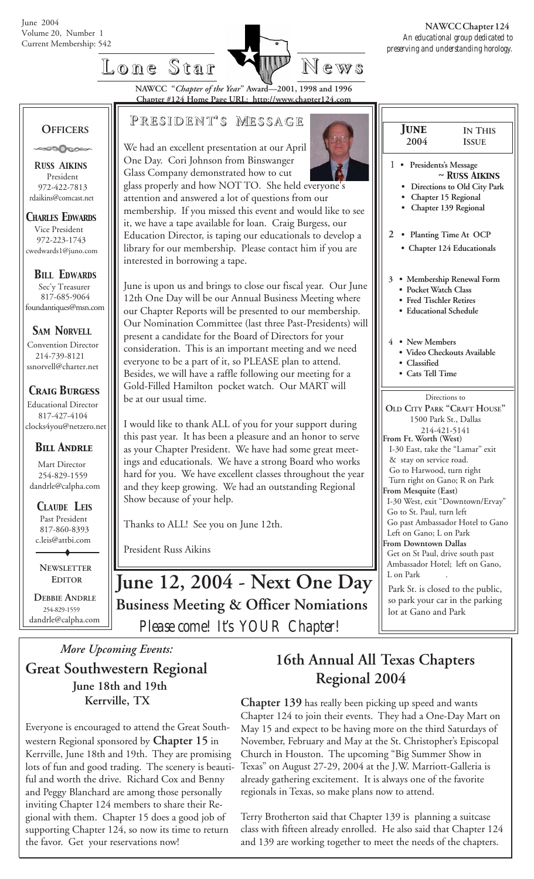June 2004
Volume 20, Number 1
Current Membership: 542

**NAWCC Chapter 124**
*An educational group dedicated to preserving and understanding horology.*

# Lone Star News

**NAWCC "*Chapter of the Year*" Award—2001, 1998 and 1996**
**Chapter #124 Home Page URL: http://www.chapter124.com**

## Officers

**RUSS AIKINS**
President
972-422-7813
rdaikins@comcast.net

**CHARLES EDWARDS**
Vice President
972-223-1743
cwedwards1@juno.com

**BILL EDWARDS**
Sec'y Treasurer
817-685-9064
foundantiques@msn.com

**SAM NORVELL**
Convention Director
214-739-8121
ssnorvell@charter.net

**CRAIG BURGESS**
Educational Director
817-427-4104
clocks4you@netzero.net

**BILL ANDRLE**
Mart Director
254-829-1559
dandrle@calpha.com

**CLAUDE LEIS**
Past President
817-860-8393
c.leis@attbi.com

**NEWSLETTER EDITOR**

**DEBBIE ANDRLE**
254-829-1559
dandrle@calpha.com

## President's Message

We had an excellent presentation at our April One Day. Cori Johnson from Binswanger Glass Company demonstrated how to cut glass properly and how NOT TO. She held everyone's attention and answered a lot of questions from our membership. If you missed this event and would like to see it, we have a tape available for loan. Craig Burgess, our Education Director, is taping our educationals to develop a library for our membership. Please contact him if you are interested in borrowing a tape.

June is upon us and brings to close our fiscal year. Our June 12th One Day will be our Annual Business Meeting where our Chapter Reports will be presented to our membership. Our Nomination Committee (last three Past-Presidents) will present a candidate for the Board of Directors for your consideration. This is an important meeting and we need everyone to be a part of it, so PLEASE plan to attend. Besides, we will have a raffle following our meeting for a Gold-Filled Hamilton pocket watch. Our MART will be at our usual time.

I would like to thank ALL of you for your support during this past year. It has been a pleasure and an honor to serve as your Chapter President. We have had some great meetings and educationals. We have a strong Board who works hard for you. We have excellent classes throughout the year and they keep growing. We had an outstanding Regional Show because of your help.

Thanks to ALL! See you on June 12th.

President Russ Aikins

# June 12, 2004 - Next One Day

## Business Meeting & Officer Nomiations

*Please come! It's YOUR Chapter!*

## June 2004 — In This Issue

1
- Presidents's Message ~ RUSS AIKINS
- Directions to Old City Park
- Chapter 15 Regional
- Chapter 139 Regional

2
- Planting Time At OCP
- Chapter 124 Educationals

3
- Membership Renewal Form
- Pocket Watch Class
- Fred Tischler Retires
- Educational Schedule

4
- New Members
- Video Checkouts Available
- Classified
- Cats Tell Time

Directions to
**OLD CITY PARK "CRAFT HOUSE"**
1500 Park St., Dallas
214-421-5141

**From Ft. Worth (West)**
I-30 East, take the "Lamar" exit & stay on service road.
Go to Harwood, turn right
Turn right on Gano; R on Park

**From Mesquite (East)**
I-30 West, exit "Downtown/Ervay"
Go to St. Paul, turn left
Go past Ambassador Hotel to Gano
Left on Gano; L on Park

**From Downtown Dallas**
Get on St Paul, drive south past Ambassador Hotel; left on Gano, L on Park

Park St. is closed to the public, so park your car in the parking lot at Gano and Park

*More Upcoming Events:*

## Great Southwestern Regional
**June 18th and 19th**
**Kerrville, TX**

Everyone is encouraged to attend the Great Southwestern Regional sponsored by **Chapter 15** in Kerrville, June 18th and 19th. They are promising lots of fun and good trading. The scenery is beautiful and worth the drive. Richard Cox and Benny and Peggy Blanchard are among those personally inviting Chapter 124 members to share their Regional with them. Chapter 15 does a good job of supporting Chapter 124, so now its time to return the favor. Get your reservations now!

## 16th Annual All Texas Chapters Regional 2004

**Chapter 139** has really been picking up speed and wants Chapter 124 to join their events. They had a One-Day Mart on May 15 and expect to be having more on the third Saturdays of November, February and May at the St. Christopher's Episcopal Church in Houston. The upcoming "Big Summer Show in Texas" on August 27-29, 2004 at the J.W. Marriott-Galleria is already gathering excitement. It is always one of the favorite regionals in Texas, so make plans now to attend.

Terry Brotherton said that Chapter 139 is planning a suitcase class with fifteen already enrolled. He also said that Chapter 124 and 139 are working together to meet the needs of the chapters.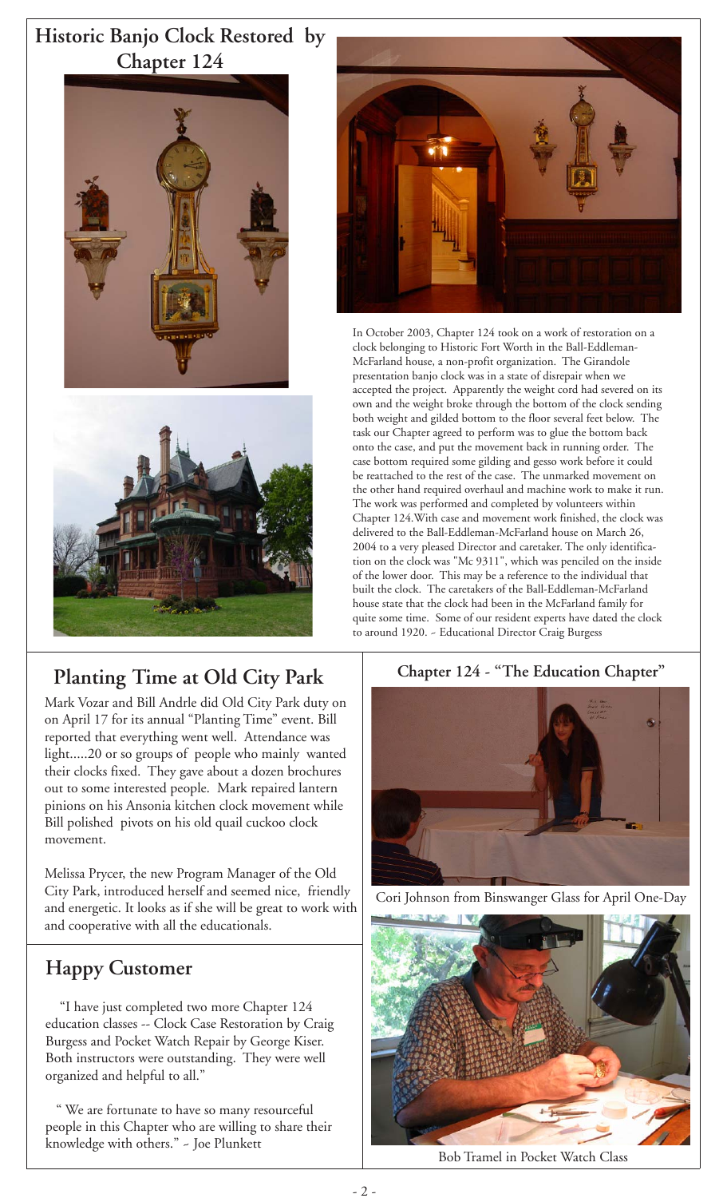## Historic Banjo Clock Restored by Chapter 124

In October 2003, Chapter 124 took on a work of restoration on a clock belonging to Historic Fort Worth in the Ball-Eddleman-McFarland house, a non-profit organization. The Girandole presentation banjo clock was in a state of disrepair when we accepted the project. Apparently the weight cord had severed on its own and the weight broke through the bottom of the clock sending both weight and gilded bottom to the floor several feet below. The task our Chapter agreed to perform was to glue the bottom back onto the case, and put the movement back in running order. The case bottom required some gilding and gesso work before it could be reattached to the rest of the case. The unmarked movement on the other hand required overhaul and machine work to make it run. The work was performed and completed by volunteers within Chapter 124. With case and movement work finished, the clock was delivered to the Ball-Eddleman-McFarland house on March 26, 2004 to a very pleased Director and caretaker. The only identification on the clock was "Mc 9311", which was penciled on the inside of the lower door. This may be a reference to the individual that built the clock. The caretakers of the Ball-Eddleman-McFarland house state that the clock had been in the McFarland family for quite some time. Some of our resident experts have dated the clock to around 1920. ~ Educational Director Craig Burgess

## Planting Time at Old City Park

Mark Vozar and Bill Andrle did Old City Park duty on on April 17 for its annual "Planting Time" event. Bill reported that everything went well. Attendance was light.....20 or so groups of people who mainly wanted their clocks fixed. They gave about a dozen brochures out to some interested people. Mark repaired lantern pinions on his Ansonia kitchen clock movement while Bill polished pivots on his old quail cuckoo clock movement.

Melissa Prycer, the new Program Manager of the Old City Park, introduced herself and seemed nice, friendly and energetic. It looks as if she will be great to work with and cooperative with all the educationals.

## Happy Customer

"I have just completed two more Chapter 124 education classes -- Clock Case Restoration by Craig Burgess and Pocket Watch Repair by George Kiser. Both instructors were outstanding. They were well organized and helpful to all."

" We are fortunate to have so many resourceful people in this Chapter who are willing to share their knowledge with others." ~ Joe Plunkett

## Chapter 124 - "The Education Chapter"

Cori Johnson from Binswanger Glass for April One-Day

Bob Tramel in Pocket Watch Class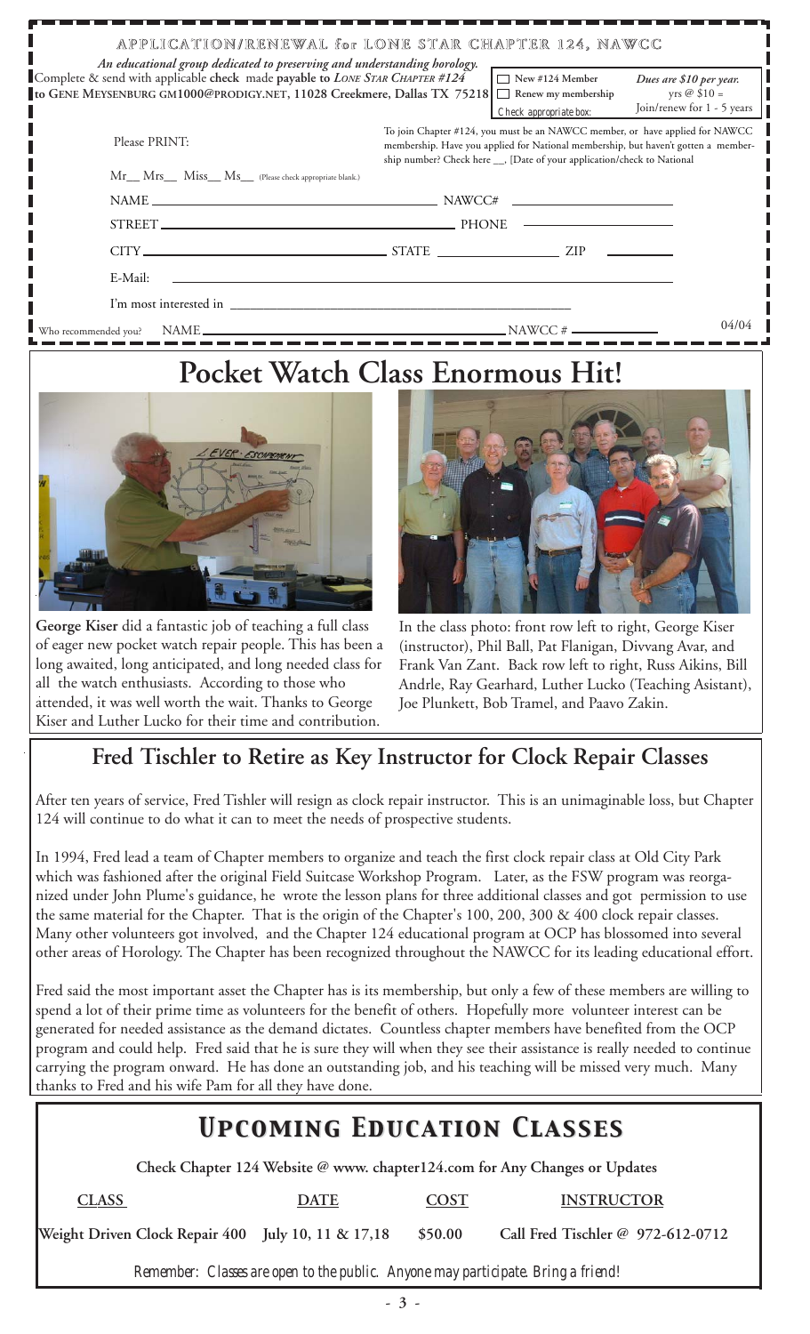## APPLICATION/RENEWAL for LONE STAR CHAPTER 124, NAWCC

*An educational group dedicated to preserving and understanding horology.*

Complete & send with applicable **check** made **payable to** *LONE STAR CHAPTER #124* **to GENE MEYSENBURG GM1000@PRODIGY.NET, 11028 Creekmere, Dallas TX 75218**

☐ New #124 Member
☐ Renew my membership
Check appropriate box:

*Dues are $10 per year.*
yrs @ $10 =
Join/renew for 1 - 5 years

Please PRINT:

To join Chapter #124, you must be an NAWCC member, or have applied for NAWCC membership. Have you applied for National membership, but haven't gotten a membership number? Check here __, [Date of your application/check to National

Mr__ Mrs__ Miss__ Ms__ (Please check appropriate blank.)

NAME ______________________ NAWCC# ______________

STREET ______________________ PHONE ______________

CITY ______________ STATE ______________ ZIP ________

E-Mail: ______________________

I'm most interested in ______________________

Who recommended you? NAME ______________________ NAWCC # ____________

04/04

# Pocket Watch Class Enormous Hit!

**George Kiser** did a fantastic job of teaching a full class of eager new pocket watch repair people. This has been a long awaited, long anticipated, and long needed class for all the watch enthusiasts. According to those who attended, it was well worth the wait. Thanks to George Kiser and Luther Lucko for their time and contribution.

In the class photo: front row left to right, George Kiser (instructor), Phil Ball, Pat Flanigan, Divvang Avar, and Frank Van Zant. Back row left to right, Russ Aikins, Bill Andrle, Ray Gearhard, Luther Lucko (Teaching Asistant), Joe Plunkett, Bob Tramel, and Paavo Zakin.

# Fred Tischler to Retire as Key Instructor for Clock Repair Classes

After ten years of service, Fred Tishler will resign as clock repair instructor. This is an unimaginable loss, but Chapter 124 will continue to do what it can to meet the needs of prospective students.

In 1994, Fred lead a team of Chapter members to organize and teach the first clock repair class at Old City Park which was fashioned after the original Field Suitcase Workshop Program. Later, as the FSW program was reorganized under John Plume's guidance, he wrote the lesson plans for three additional classes and got permission to use the same material for the Chapter. That is the origin of the Chapter's 100, 200, 300 & 400 clock repair classes. Many other volunteers got involved, and the Chapter 124 educational program at OCP has blossomed into several other areas of Horology. The Chapter has been recognized throughout the NAWCC for its leading educational effort.

Fred said the most important asset the Chapter has is its membership, but only a few of these members are willing to spend a lot of their prime time as volunteers for the benefit of others. Hopefully more volunteer interest can be generated for needed assistance as the demand dictates. Countless chapter members have benefited from the OCP program and could help. Fred said that he is sure they will when they see their assistance is really needed to continue carrying the program onward. He has done an outstanding job, and his teaching will be missed very much. Many thanks to Fred and his wife Pam for all they have done.

# *Upcoming Education Classes*

**Check Chapter 124 Website @ www. chapter124.com for Any Changes or Updates**

| CLASS | DATE | COST | INSTRUCTOR |
|---|---|---|---|
| **Weight Driven Clock Repair 400** | **July 10, 11 & 17,18** | **$50.00** | **Call Fred Tischler @ 972-612-0712** |

*Remember: Classes are open to the public. Anyone may participate. Bring a friend!*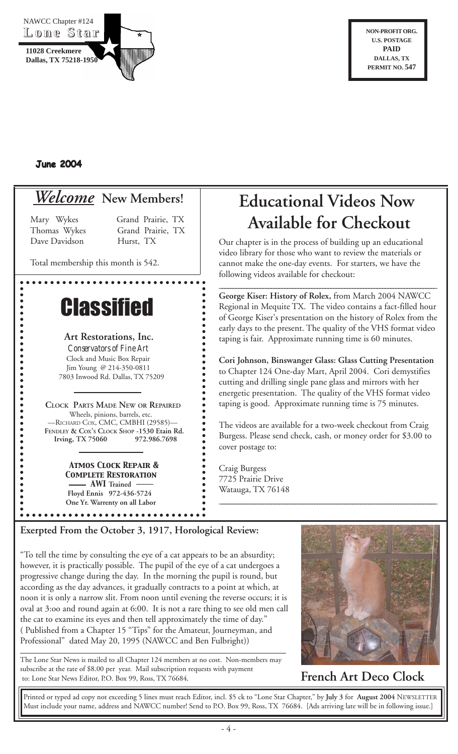NAWCC Chapter #124
Lone Star
11028 Creekmere
Dallas, TX 75218-1950

NON-PROFIT ORG.
U.S. POSTAGE
PAID
DALLAS, TX
PERMIT NO. 547

**June 2004**

## *Welcome* New Members!

| | |
|---|---|
| Mary Wykes | Grand Prairie, TX |
| Thomas Wykes | Grand Prairie, TX |
| Dave Davidson | Hurst, TX |

Total membership this month is 542.

# Classified

**Art Restorations, Inc.**
*Conservators of Fine Art*
Clock and Music Box Repair
Jim Young @ 214-350-0811
7803 Inwood Rd. Dallas, TX 75209

**CLOCK PARTS MADE NEW OR REPAIRED**
Wheels, pinions, barrels, etc.
—RICHARD COX, CMC, CMBHI (29585)—
**FENDLEY & COX'S CLOCK SHOP -1530 Etain Rd. Irving, TX 75060 972.986.7698**

***ATMOS CLOCK REPAIR & COMPLETE RESTORATION***
**AWI Trained**
**Floyd Ennis 972-436-5724**
**One Yr. Warrenty on all Labor**

# Educational Videos Now Available for Checkout

Our chapter is in the process of building up an educational video library for those who want to review the materials or cannot make the one-day events. For starters, we have the following videos available for checkout:

**George Kiser: History of Rolex,** from March 2004 NAWCC Regional in Mequite TX. The video contains a fact-filled hour of George Kiser's presentation on the history of Rolex from the early days to the present. The quality of the VHS format video taping is fair. Approximate running time is 60 minutes.

**Cori Johnson, Binswanger Glass: Glass Cutting Presentation** to Chapter 124 One-day Mart, April 2004. Cori demystifies cutting and drilling single pane glass and mirrors with her energetic presentation. The quality of the VHS format video taping is good. Approximate running time is 75 minutes.

The videos are available for a two-week checkout from Craig Burgess. Please send check, cash, or money order for $3.00 to cover postage to:

Craig Burgess
7725 Prairie Drive
Watauga, TX 76148

**Exerpted From the October 3, 1917, Horological Review:**

"To tell the time by consulting the eye of a cat appears to be an absurdity; however, it is practically possible. The pupil of the eye of a cat undergoes a progressive change during the day. In the morning the pupil is round, but according as the day advances, it gradually contracts to a point at which, at noon it is only a narrow slit. From noon until evening the reverse occurs; it is oval at 3:oo and round again at 6:00. It is not a rare thing to see old men call the cat to examine its eyes and then tell approximately the time of day." ( Published from a Chapter 15 "Tips" for the Amateur, Journeyman, and Professional" dated May 20, 1995 (NAWCC and Ben Fulbright))

**French Art Deco Clock**

The Lone Star News is mailed to all Chapter 124 members at no cost. Non-members may subscribe at the rate of $8.00 per year. Mail subscription requests with payment to: Lone Star News Editor, P.O. Box 99, Ross, TX 76684.

Printed or typed ad copy not exceeding 5 lines must reach Editor, incl. $5 ck to "Lone Star Chapter," by **July 3** for **August 2004** NEWSLETTER Must include your name, address and NAWCC number! Send to P.O. Box 99, Ross, TX 76684. [Ads arriving late will be in following issue.]